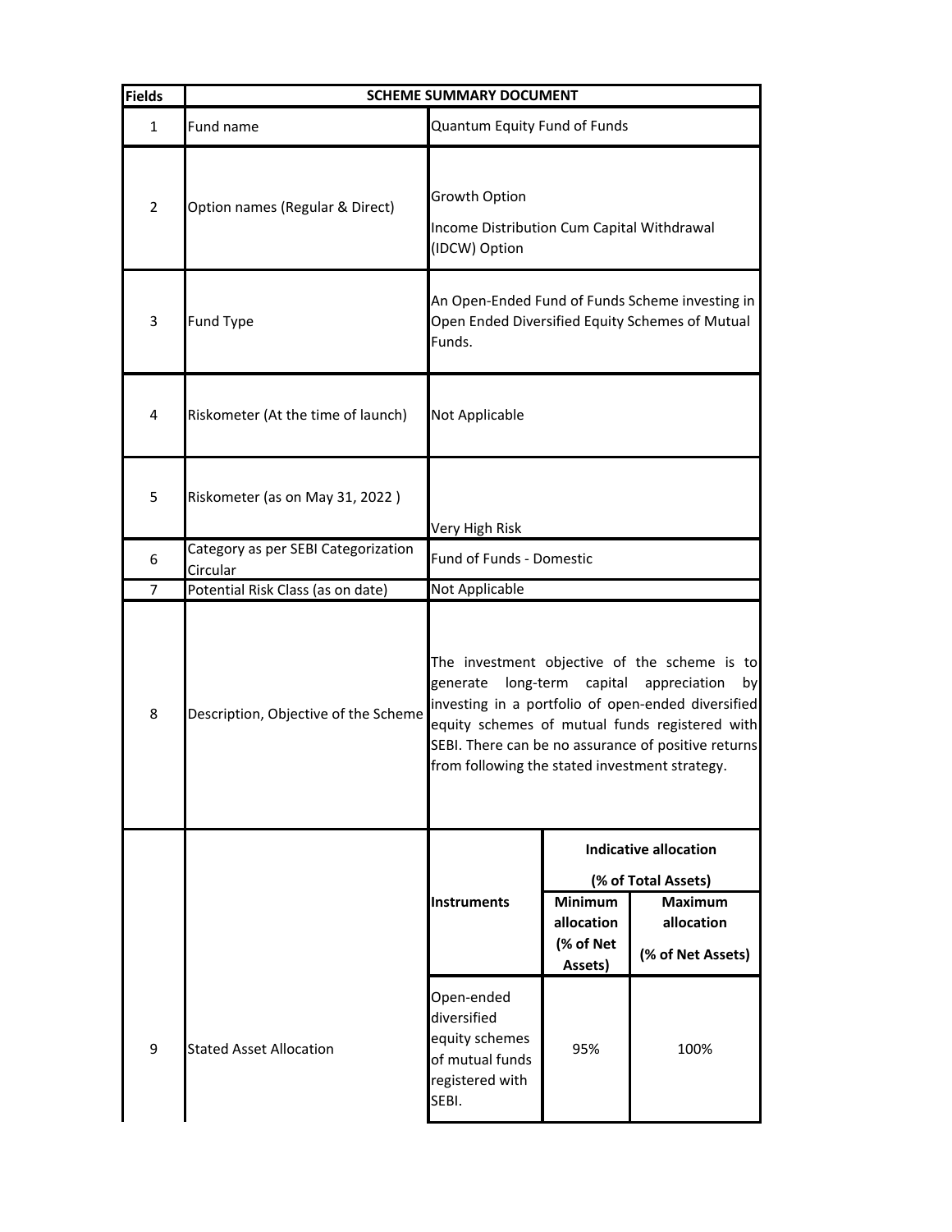| Fields | SCHEME SUMMARY DOCUMENT | | | |
|---|---|---|---|---|
| 1 | Fund name | Quantum Equity Fund of Funds | | |
| 2 | Option names (Regular & Direct) | Growth Option<br><br>Income Distribution Cum Capital Withdrawal (IDCW) Option | | |
| 3 | Fund Type | An Open-Ended Fund of Funds Scheme investing in Open Ended Diversified Equity Schemes of Mutual Funds. | | |
| 4 | Riskometer (At the time of launch) | Not Applicable | | |
| 5 | Riskometer (as on May 31, 2022 ) | Very High Risk | | |
| 6 | Category as per SEBI Categorization Circular | Fund of Funds - Domestic | | |
| 7 | Potential Risk Class (as on date) | Not Applicable | | |
| 8 | Description, Objective of the Scheme | The investment objective of the scheme is to generate long-term capital appreciation by investing in a portfolio of open-ended diversified equity schemes of mutual funds registered with SEBI. There can be no assurance of positive returns from following the stated investment strategy. | | |
| 9 | Stated Asset Allocation | Instruments | Indicative allocation (% of Total Assets) | |
| | | | Minimum allocation (% of Net Assets) | Maximum allocation (% of Net Assets) |
| | | Open-ended diversified equity schemes of mutual funds registered with SEBI. | 95% | 100% |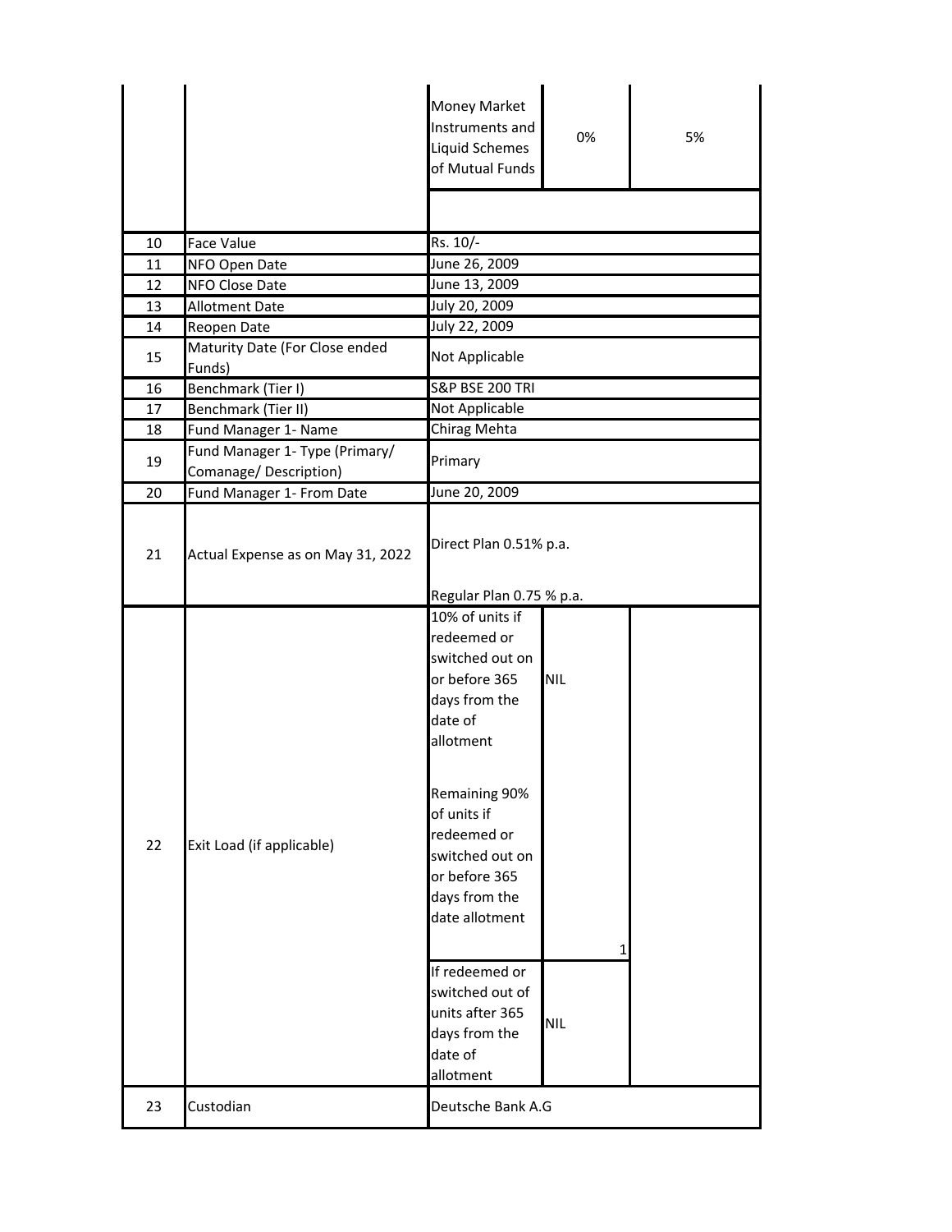| | | | | |
|---|---|---|---|---|
| | | Money Market Instruments and Liquid Schemes of Mutual Funds | 0% | 5% |
| | | | | |
| 10 | Face Value | Rs. 10/- | | |
| 11 | NFO Open Date | June 26, 2009 | | |
| 12 | NFO Close Date | June 13, 2009 | | |
| 13 | Allotment Date | July 20, 2009 | | |
| 14 | Reopen Date | July 22, 2009 | | |
| 15 | Maturity Date (For Close ended Funds) | Not Applicable | | |
| 16 | Benchmark (Tier I) | S&P BSE 200 TRI | | |
| 17 | Benchmark (Tier II) | Not Applicable | | |
| 18 | Fund Manager 1- Name | Chirag Mehta | | |
| 19 | Fund Manager 1- Type (Primary/ Comanage/ Description) | Primary | | |
| 20 | Fund Manager 1- From Date | June 20, 2009 | | |
| 21 | Actual Expense as on May 31, 2022 | Direct Plan 0.51% p.a.<br><br>Regular Plan 0.75 % p.a. | | |
| 22 | Exit Load (if applicable) | 10% of units if redeemed or switched out on or before 365 days from the date of allotment<br><br>Remaining 90% of units if redeemed or switched out on or before 365 days from the date allotment | NIL<br><br>1 | |
| | | If redeemed or switched out of units after 365 days from the date of allotment | NIL | |
| 23 | Custodian | Deutsche Bank A.G | | |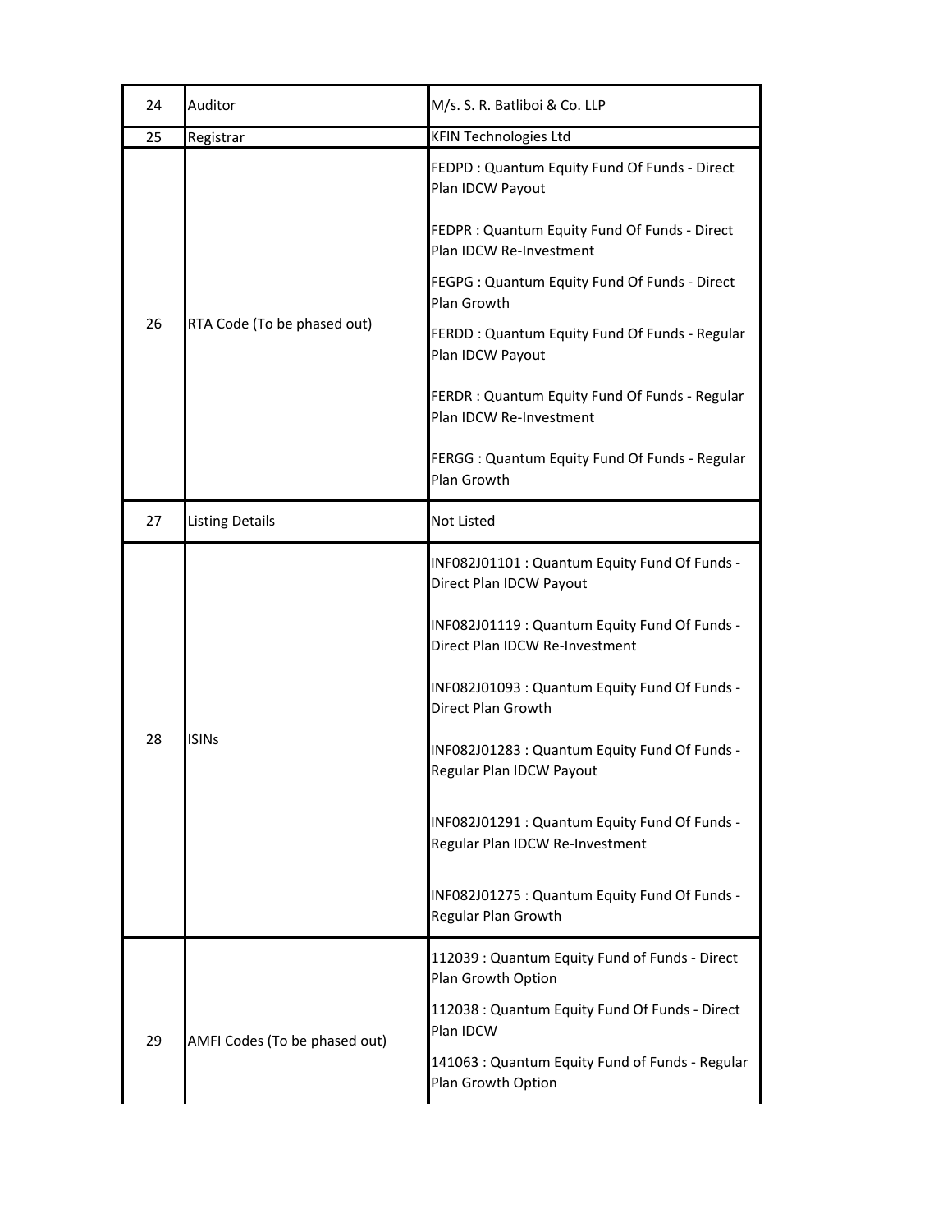| | | |
|---|---|---|
| 24 | Auditor | M/s. S. R. Batliboi & Co. LLP |
| 25 | Registrar | KFIN Technologies Ltd |
| 26 | RTA Code (To be phased out) | FEDPD : Quantum Equity Fund Of Funds - Direct Plan IDCW Payout<br><br>FEDPR : Quantum Equity Fund Of Funds - Direct Plan IDCW Re-Investment<br><br>FEGPG : Quantum Equity Fund Of Funds - Direct Plan Growth<br><br>FERDD : Quantum Equity Fund Of Funds - Regular Plan IDCW Payout<br><br>FERDR : Quantum Equity Fund Of Funds - Regular Plan IDCW Re-Investment<br><br>FERGG : Quantum Equity Fund Of Funds - Regular Plan Growth |
| 27 | Listing Details | Not Listed |
| 28 | ISINs | INF082J01101 : Quantum Equity Fund Of Funds - Direct Plan IDCW Payout<br><br>INF082J01119 : Quantum Equity Fund Of Funds - Direct Plan IDCW Re-Investment<br><br>INF082J01093 : Quantum Equity Fund Of Funds - Direct Plan Growth<br><br>INF082J01283 : Quantum Equity Fund Of Funds - Regular Plan IDCW Payout<br><br>INF082J01291 : Quantum Equity Fund Of Funds - Regular Plan IDCW Re-Investment<br><br>INF082J01275 : Quantum Equity Fund Of Funds - Regular Plan Growth |
| 29 | AMFI Codes (To be phased out) | 112039 : Quantum Equity Fund of Funds - Direct Plan Growth Option<br><br>112038 : Quantum Equity Fund Of Funds - Direct Plan IDCW<br><br>141063 : Quantum Equity Fund of Funds - Regular Plan Growth Option |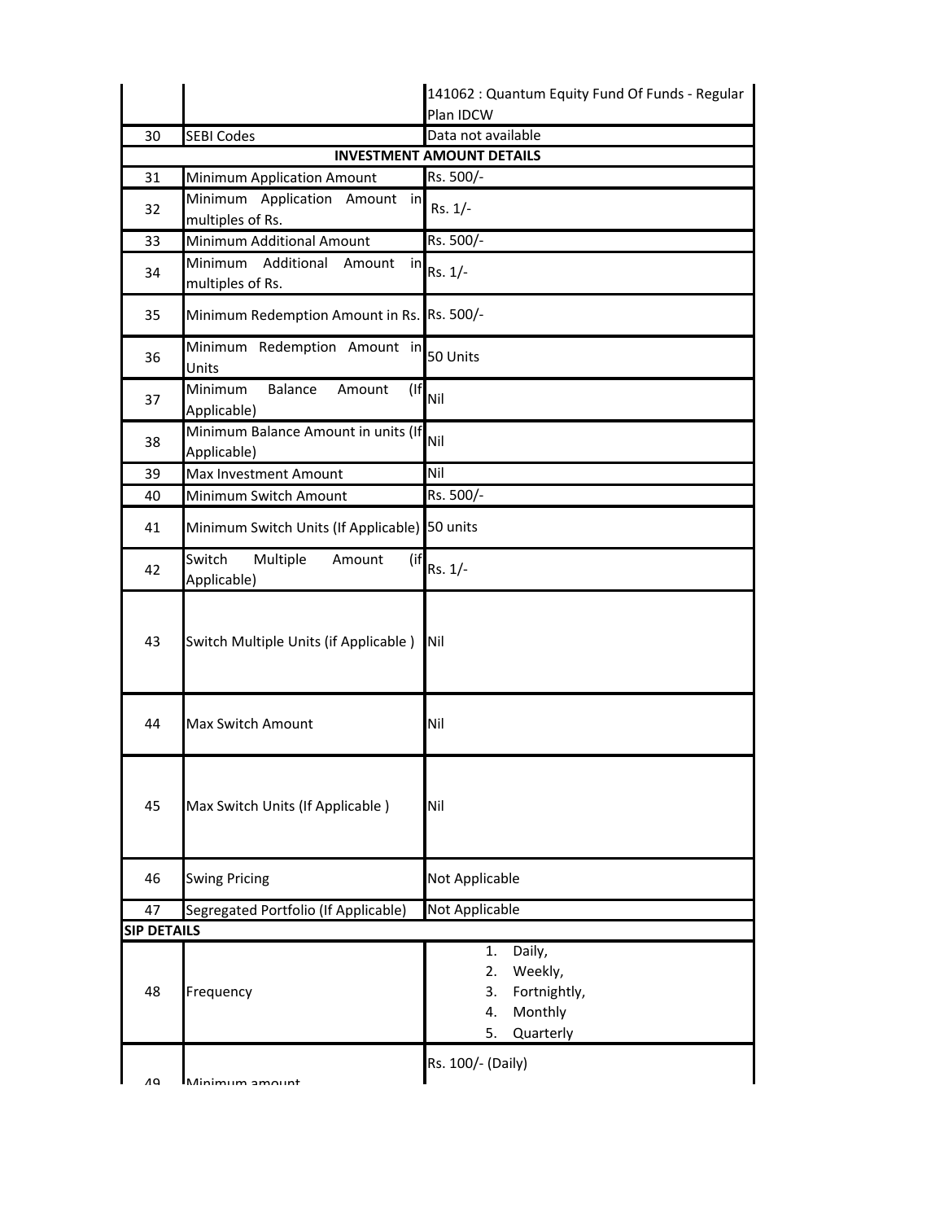| | | |
|---|---|---|
| | | 141062 : Quantum Equity Fund Of Funds - Regular Plan IDCW |
| 30 | SEBI Codes | Data not available |
| | **INVESTMENT AMOUNT DETAILS** | |
| 31 | Minimum Application Amount | Rs. 500/- |
| 32 | Minimum Application Amount in multiples of Rs. | Rs. 1/- |
| 33 | Minimum Additional Amount | Rs. 500/- |
| 34 | Minimum Additional Amount in multiples of Rs. | Rs. 1/- |
| 35 | Minimum Redemption Amount in Rs. | Rs. 500/- |
| 36 | Minimum Redemption Amount in Units | 50 Units |
| 37 | Minimum Balance Amount (If Applicable) | Nil |
| 38 | Minimum Balance Amount in units (If Applicable) | Nil |
| 39 | Max Investment Amount | Nil |
| 40 | Minimum Switch Amount | Rs. 500/- |
| 41 | Minimum Switch Units (If Applicable) | 50 units |
| 42 | Switch Multiple Amount (if Applicable) | Rs. 1/- |
| 43 | Switch Multiple Units (if Applicable ) | Nil |
| 44 | Max Switch Amount | Nil |
| 45 | Max Switch Units (If Applicable ) | Nil |
| 46 | Swing Pricing | Not Applicable |
| 47 | Segregated Portfolio (If Applicable) | Not Applicable |
| **SIP DETAILS** | | |
| 48 | Frequency | 1. Daily,<br>2. Weekly,<br>3. Fortnightly,<br>4. Monthly<br>5. Quarterly |
| 49 | Minimum amount | Rs. 100/- (Daily) |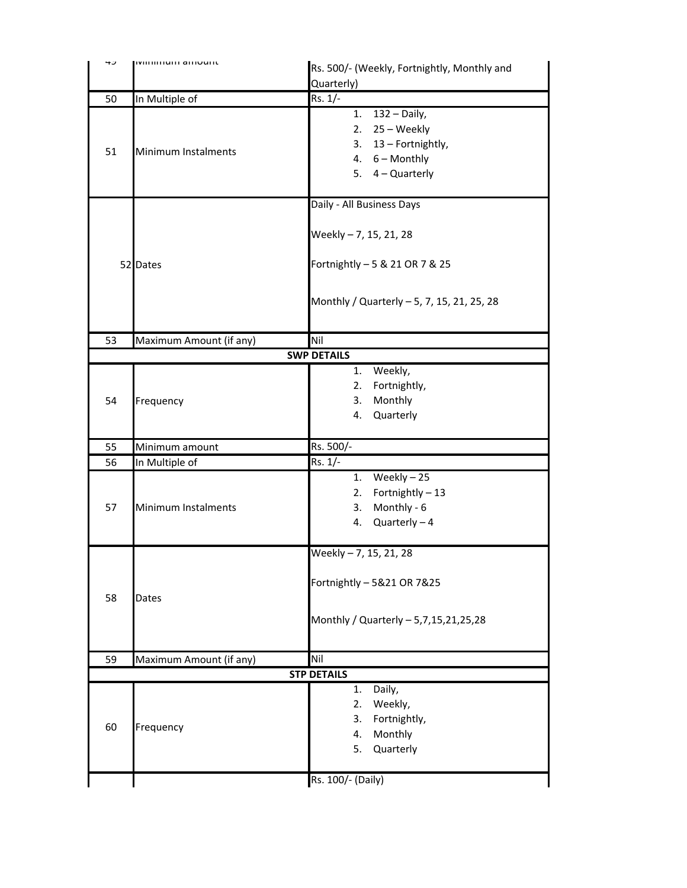| 49 | Minimum amount | Rs. 500/- (Weekly, Fortnightly, Monthly and Quarterly) |
|---|---|---|
| 50 | In Multiple of | Rs. 1/- |
| 51 | Minimum Instalments | 1. 132 – Daily,<br>2. 25 – Weekly<br>3. 13 – Fortnightly,<br>4. 6 – Monthly<br>5. 4 – Quarterly |
| 52 | Dates | Daily - All Business Days<br><br>Weekly – 7, 15, 21, 28<br><br>Fortnightly – 5 & 21 OR 7 & 25<br><br>Monthly / Quarterly – 5, 7, 15, 21, 25, 28 |
| 53 | Maximum Amount (if any) | Nil |
| | **SWP DETAILS** | |
| 54 | Frequency | 1. Weekly,<br>2. Fortnightly,<br>3. Monthly<br>4. Quarterly |
| 55 | Minimum amount | Rs. 500/- |
| 56 | In Multiple of | Rs. 1/- |
| 57 | Minimum Instalments | 1. Weekly – 25<br>2. Fortnightly – 13<br>3. Monthly - 6<br>4. Quarterly – 4 |
| 58 | Dates | Weekly – 7, 15, 21, 28<br><br>Fortnightly – 5&21 OR 7&25<br><br>Monthly / Quarterly – 5,7,15,21,25,28 |
| 59 | Maximum Amount (if any) | Nil |
| | **STP DETAILS** | |
| 60 | Frequency | 1. Daily,<br>2. Weekly,<br>3. Fortnightly,<br>4. Monthly<br>5. Quarterly |
| | | Rs. 100/- (Daily) |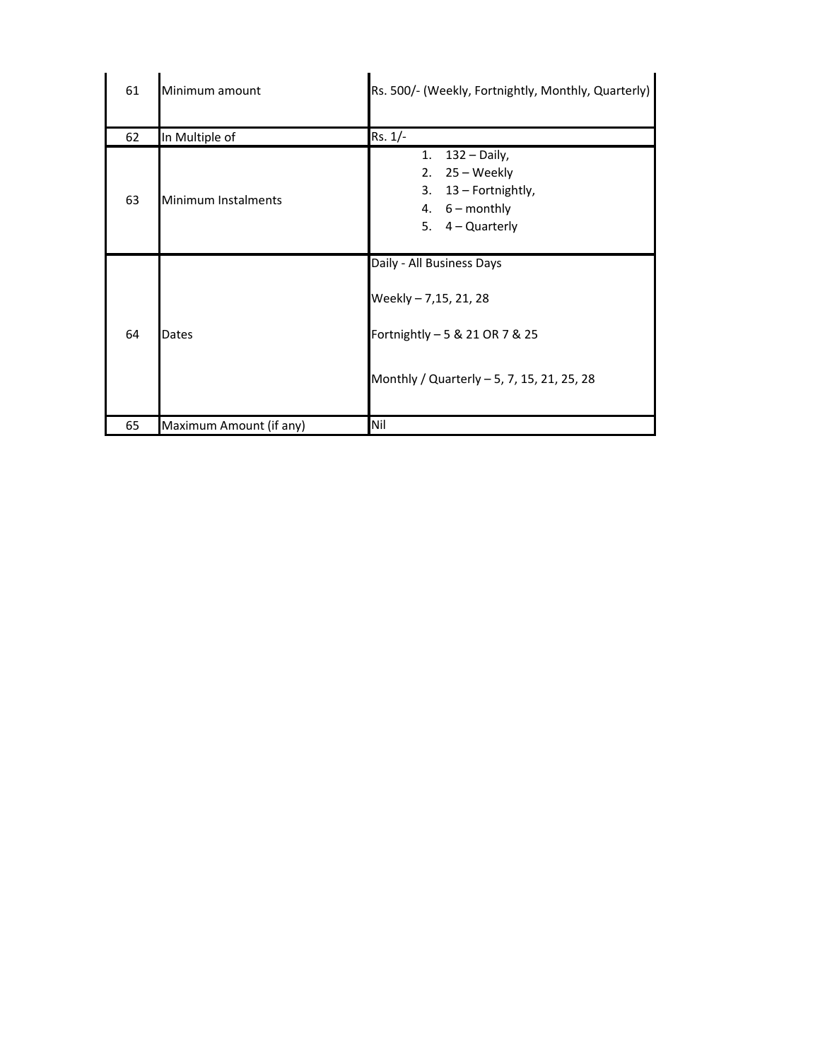| | | |
|---|---|---|
| 61 | Minimum amount | Rs. 500/- (Weekly, Fortnightly, Monthly, Quarterly) |
| 62 | In Multiple of | Rs. 1/- |
| 63 | Minimum Instalments | 1. 132 – Daily,<br>2. 25 – Weekly<br>3. 13 – Fortnightly,<br>4. 6 – monthly<br>5. 4 – Quarterly |
| 64 | Dates | Daily - All Business Days<br><br>Weekly – 7,15, 21, 28<br><br>Fortnightly – 5 & 21 OR 7 & 25<br><br>Monthly / Quarterly – 5, 7, 15, 21, 25, 28 |
| 65 | Maximum Amount (if any) | Nil |